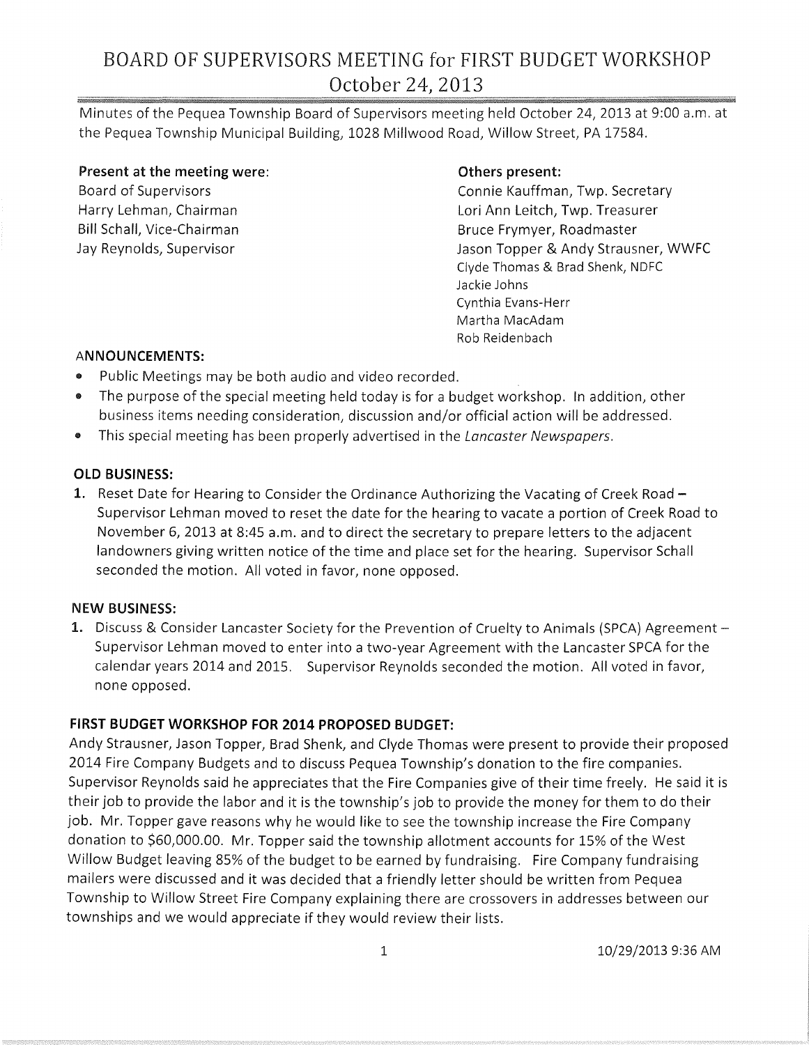# BOARD OF SUPERVISORS MEETING for FIRST BUDGET WORKSHOP October 24, 2013

Minutes of the Pequea Township Board of Supervisors meeting held October 24, 2013 at 9:00 a.m. at the Pequea Township Municipal Building, 1028 Millwood Road, Willow Street, PA 17584.

**Present at the meeting were:**
Board of Supervisors
Harry Lehman, Chairman
Bill Schall, Vice-Chairman
Jay Reynolds, Supervisor

**Others present:**
Connie Kauffman, Twp. Secretary
Lori Ann Leitch, Twp. Treasurer
Bruce Frymyer, Roadmaster
Jason Topper & Andy Strausner, WWFC
Clyde Thomas & Brad Shenk, NDFC
Jackie Johns
Cynthia Evans-Herr
Martha MacAdam
Rob Reidenbach

## ANNOUNCEMENTS:

- Public Meetings may be both audio and video recorded.
- The purpose of the special meeting held today is for a budget workshop. In addition, other business items needing consideration, discussion and/or official action will be addressed.
- This special meeting has been properly advertised in the *Lancaster Newspapers*.

## OLD BUSINESS:

1. Reset Date for Hearing to Consider the Ordinance Authorizing the Vacating of Creek Road – Supervisor Lehman moved to reset the date for the hearing to vacate a portion of Creek Road to November 6, 2013 at 8:45 a.m. and to direct the secretary to prepare letters to the adjacent landowners giving written notice of the time and place set for the hearing. Supervisor Schall seconded the motion. All voted in favor, none opposed.

## NEW BUSINESS:

1. Discuss & Consider Lancaster Society for the Prevention of Cruelty to Animals (SPCA) Agreement – Supervisor Lehman moved to enter into a two-year Agreement with the Lancaster SPCA for the calendar years 2014 and 2015. Supervisor Reynolds seconded the motion. All voted in favor, none opposed.

## FIRST BUDGET WORKSHOP FOR 2014 PROPOSED BUDGET:

Andy Strausner, Jason Topper, Brad Shenk, and Clyde Thomas were present to provide their proposed 2014 Fire Company Budgets and to discuss Pequea Township's donation to the fire companies. Supervisor Reynolds said he appreciates that the Fire Companies give of their time freely. He said it is their job to provide the labor and it is the township's job to provide the money for them to do their job. Mr. Topper gave reasons why he would like to see the township increase the Fire Company donation to $60,000.00. Mr. Topper said the township allotment accounts for 15% of the West Willow Budget leaving 85% of the budget to be earned by fundraising. Fire Company fundraising mailers were discussed and it was decided that a friendly letter should be written from Pequea Township to Willow Street Fire Company explaining there are crossovers in addresses between our townships and we would appreciate if they would review their lists.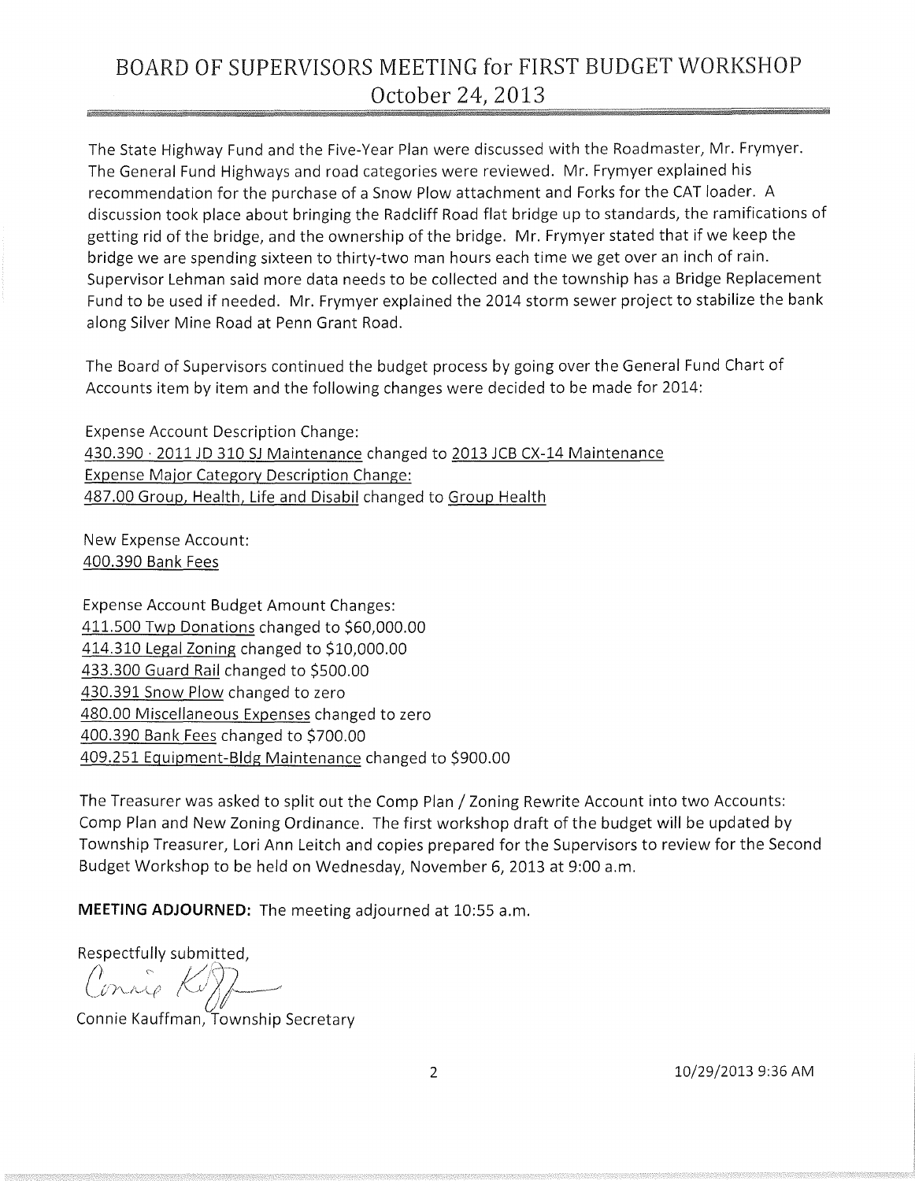# BOARD OF SUPERVISORS MEETING for FIRST BUDGET WORKSHOP
## October 24, 2013

The State Highway Fund and the Five-Year Plan were discussed with the Roadmaster, Mr. Frymyer. The General Fund Highways and road categories were reviewed. Mr. Frymyer explained his recommendation for the purchase of a Snow Plow attachment and Forks for the CAT loader. A discussion took place about bringing the Radcliff Road flat bridge up to standards, the ramifications of getting rid of the bridge, and the ownership of the bridge. Mr. Frymyer stated that if we keep the bridge we are spending sixteen to thirty-two man hours each time we get over an inch of rain. Supervisor Lehman said more data needs to be collected and the township has a Bridge Replacement Fund to be used if needed. Mr. Frymyer explained the 2014 storm sewer project to stabilize the bank along Silver Mine Road at Penn Grant Road.

The Board of Supervisors continued the budget process by going over the General Fund Chart of Accounts item by item and the following changes were decided to be made for 2014:

Expense Account Description Change:
430.390 · 2011 JD 310 SJ Maintenance changed to 2013 JCB CX-14 Maintenance
Expense Major Category Description Change:
487.00 Group, Health, Life and Disabil changed to Group Health

New Expense Account:
400.390 Bank Fees

Expense Account Budget Amount Changes:
411.500 Twp Donations changed to $60,000.00
414.310 Legal Zoning changed to $10,000.00
433.300 Guard Rail changed to $500.00
430.391 Snow Plow changed to zero
480.00 Miscellaneous Expenses changed to zero
400.390 Bank Fees changed to $700.00
409.251 Equipment-Bldg Maintenance changed to $900.00

The Treasurer was asked to split out the Comp Plan / Zoning Rewrite Account into two Accounts: Comp Plan and New Zoning Ordinance. The first workshop draft of the budget will be updated by Township Treasurer, Lori Ann Leitch and copies prepared for the Supervisors to review for the Second Budget Workshop to be held on Wednesday, November 6, 2013 at 9:00 a.m.

**MEETING ADJOURNED:** The meeting adjourned at 10:55 a.m.

Respectfully submitted,

Connie Kauffman, Township Secretary